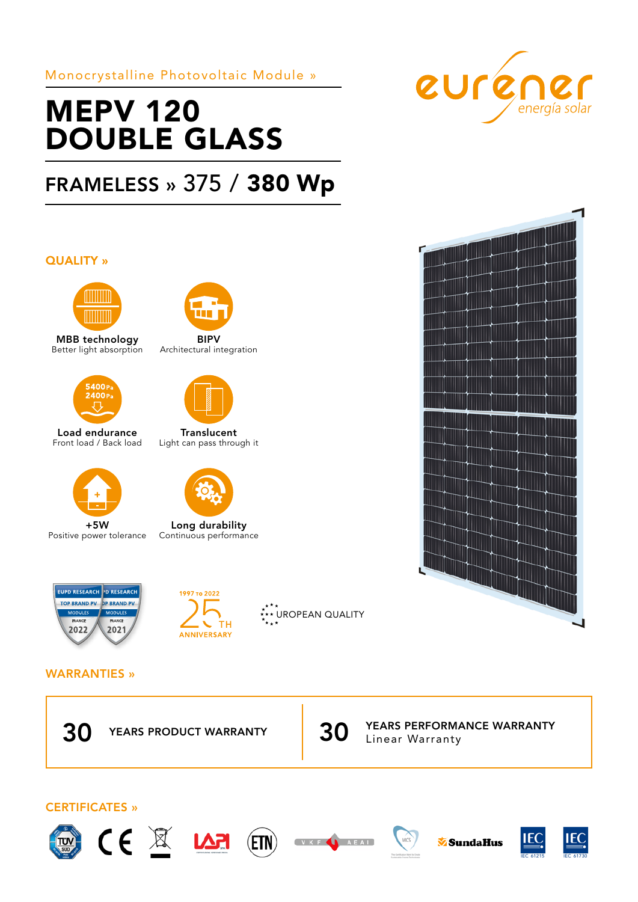Monocrystalline Photovoltaic Module »

# MEPV 120 DOUBLE GLASS

## FRAMELESS » 375 / 380 Wp

eurener energía solar

## QUALITY »

**MBB technology**
Better light absorption

**BIPV**
Architectural integration

**Load endurance**
Front load / Back load

5400 Pa
2400 Pa

**Translucent**
Light can pass through it

**+5W**
Positive power tolerance

**Long durability**
Continuous performance

EUPD RESEARCH TOP BRAND PV MODULES FRANCE 2022
EUPD RESEARCH TOP BRAND PV MODULES FRANCE 2021

1997 TO 2022
25TH ANNIVERSARY

EUROPEAN QUALITY

## WARRANTIES »

| | |
|---|---|
| **30** YEARS PRODUCT WARRANTY | **30** YEARS PERFORMANCE WARRANTY Linear Warranty |

## CERTIFICATES »

TÜV SÜD · CE · LAPI · ETN · VKF AEAI · MCS · SundaHus · IEC 61215 · IEC 61730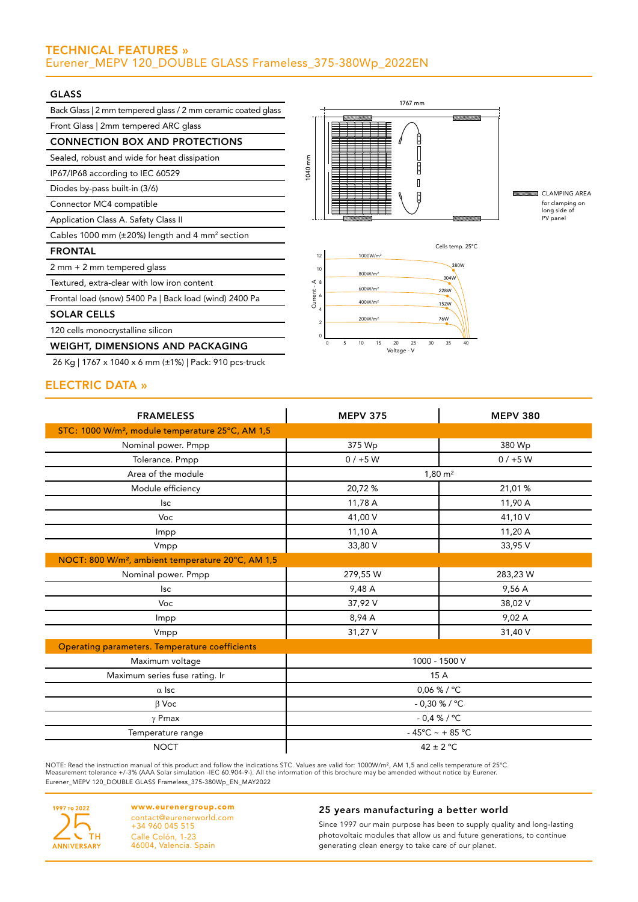## TECHNICAL FEATURES »

Eurener_MEPV 120_DOUBLE GLASS Frameless_375-380Wp_2022EN

| GLASS |
|---|
| Back Glass \| 2 mm tempered glass / 2 mm ceramic coated glass |
| Front Glass \| 2mm tempered ARC glass |
| **CONNECTION BOX AND PROTECTIONS** |
| Sealed, robust and wide for heat dissipation |
| IP67/IP68 according to IEC 60529 |
| Diodes by-pass built-in (3/6) |
| Connector MC4 compatible |
| Application Class A. Safety Class II |
| Cables 1000 mm (±20%) length and 4 mm² section |
| **FRONTAL** |
| 2 mm + 2 mm tempered glass |
| Textured, extra-clear with low iron content |
| Frontal load (snow) 5400 Pa \| Back load (wind) 2400 Pa |
| **SOLAR CELLS** |
| 120 cells monocrystalline silicon |
| **WEIGHT, DIMENSIONS AND PACKAGING** |
| 26 Kg \| 1767 x 1040 x 6 mm (±1%) \| Pack: 910 pcs-truck |

1767 mm

1040 mm

CLAMPING AREA
for clamping on long side of PV panel

Cells temp. 25°C

1000W/m² 380W
800W/m² 304W
600W/m² 228W
400W/m² 152W
200W/m² 76W

Current - A

Voltage - V

0 2 4 6 8 10 12

0 5 10 15 20 25 30 35 40

## ELECTRIC DATA »

| FRAMELESS | MEPV 375 | MEPV 380 |
|---|---|---|
| STC: 1000 W/m², module temperature 25°C, AM 1,5 | | |
| Nominal power. Pmpp | 375 Wp | 380 Wp |
| Tolerance. Pmpp | 0 / +5 W | 0 / +5 W |
| Area of the module | 1,80 m² | |
| Module efficiency | 20,72 % | 21,01 % |
| Isc | 11,78 A | 11,90 A |
| Voc | 41,00 V | 41,10 V |
| Impp | 11,10 A | 11,20 A |
| Vmpp | 33,80 V | 33,95 V |
| NOCT: 800 W/m², ambient temperature 20°C, AM 1,5 | | |
| Nominal power. Pmpp | 279,55 W | 283,23 W |
| Isc | 9,48 A | 9,56 A |
| Voc | 37,92 V | 38,02 V |
| Impp | 8,94 A | 9,02 A |
| Vmpp | 31,27 V | 31,40 V |
| Operating parameters. Temperature coefficients | | |
| Maximum voltage | 1000 - 1500 V | |
| Maximum series fuse rating. Ir | 15 A | |
| α Isc | 0,06 % / °C | |
| β Voc | - 0,30 % / °C | |
| γ Pmax | - 0,4 % / °C | |
| Temperature range | - 45°C ~ + 85 °C | |
| NOCT | 42 ± 2 °C | |

NOTE: Read the instruction manual of this product and follow the indications STC. Values are valid for: 1000W/m², AM 1,5 and cells temperature of 25°C. Measurement tolerance +/-3% (AAA Solar simulation -IEC 60.904-9-). All the information of this brochure may be amended without notice by Eurener.
Eurener_MEPV 120_DOUBLE GLASS Frameless_375-380Wp_EN_MAY2022

1997 TO 2022 25 TH ANNIVERSARY

www.eurenergroup.com
contact@eurenerworld.com
+34 960 045 515
Calle Colón, 1-23
46004, Valencia. Spain

### 25 years manufacturing a better world

Since 1997 our main purpose has been to supply quality and long-lasting photovoltaic modules that allow us and future generations, to continue generating clean energy to take care of our planet.